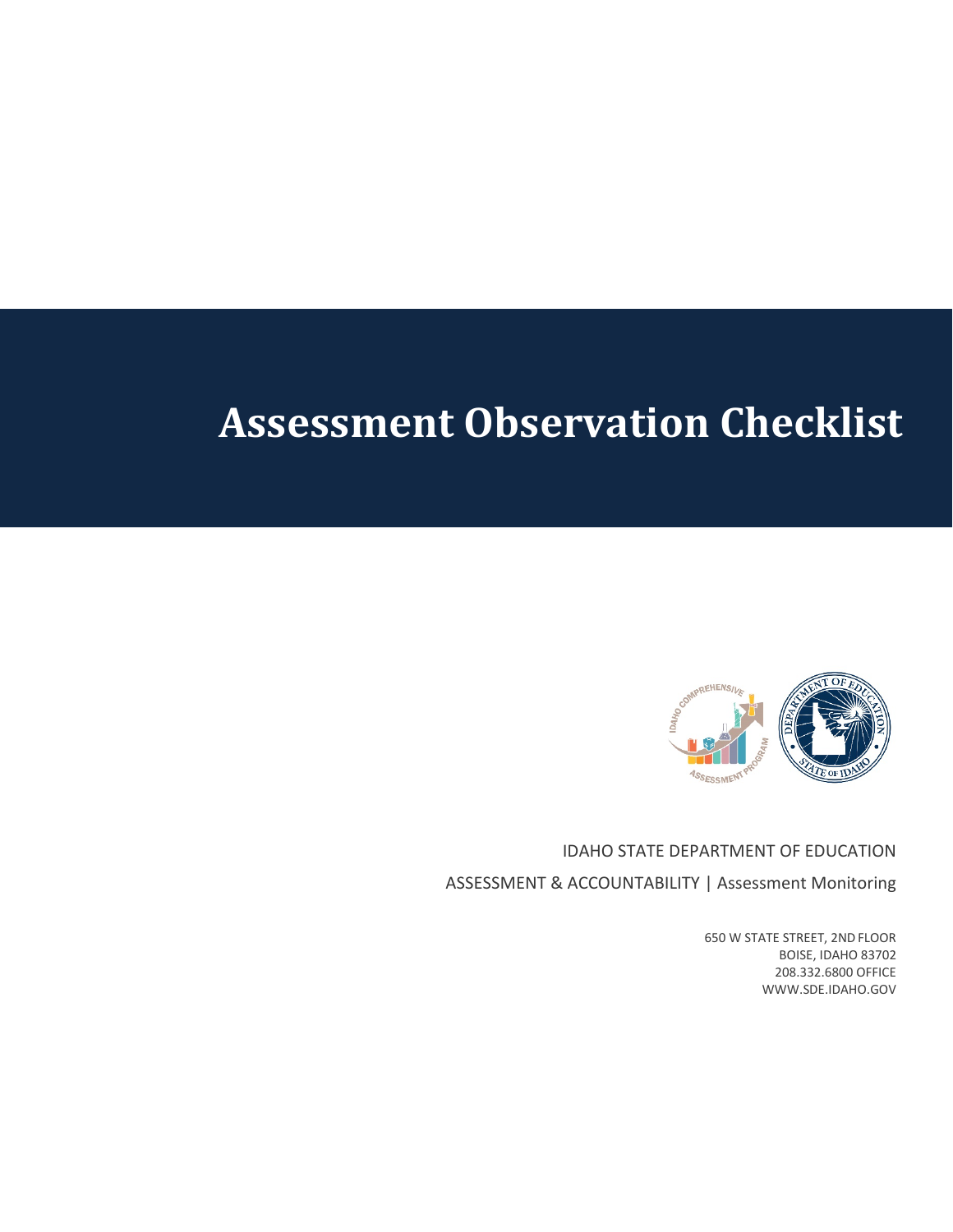# Assessment Observation Checklist

IDAHO STATE DEPARTMENT OF EDUCATION

ASSESSMENT & ACCOUNTABILITY | Assessment Monitoring

650 W STATE STREET, 2ND FLOOR
BOISE, IDAHO 83702
208.332.6800 OFFICE
WWW.SDE.IDAHO.GOV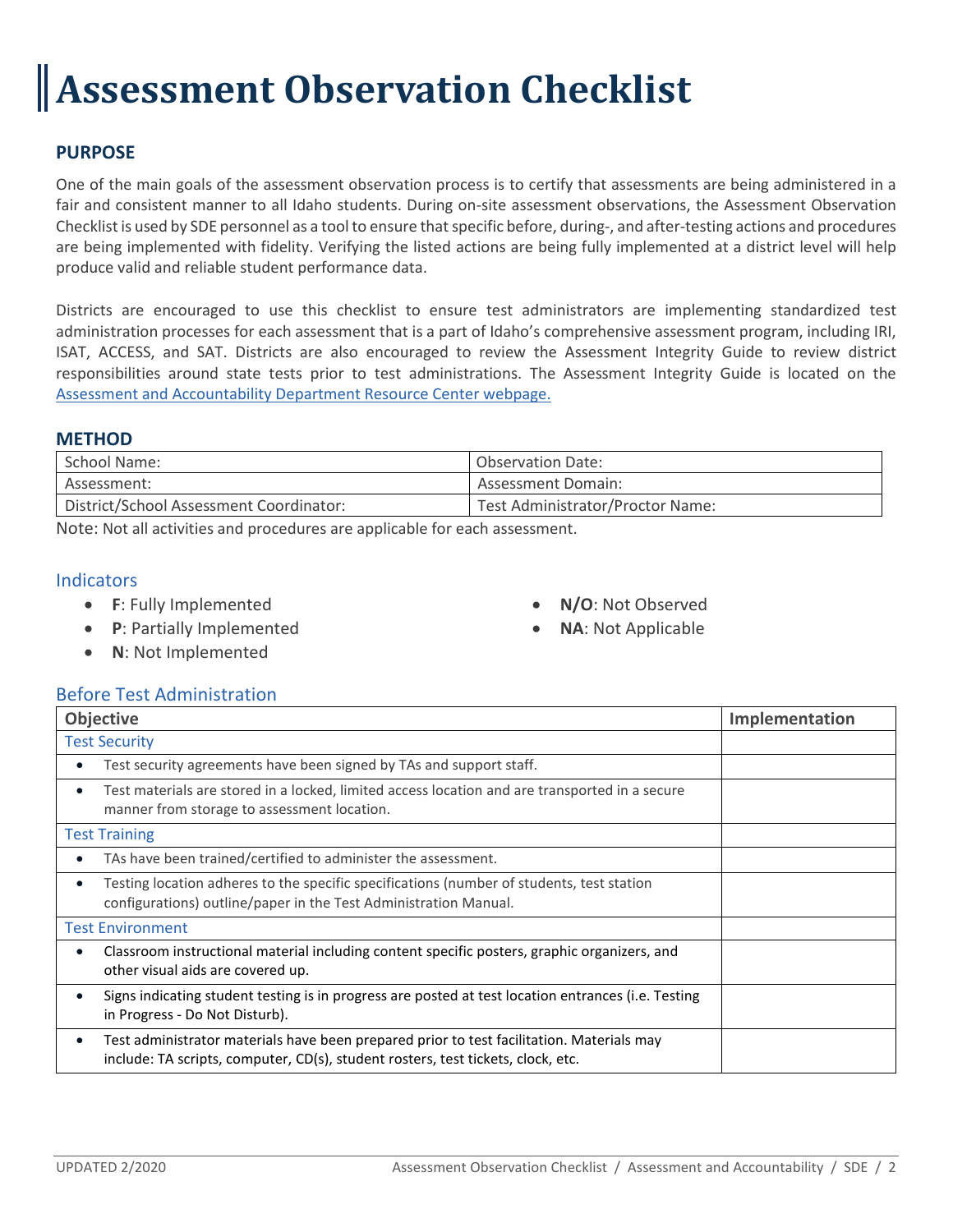# Assessment Observation Checklist

## PURPOSE

One of the main goals of the assessment observation process is to certify that assessments are being administered in a fair and consistent manner to all Idaho students. During on-site assessment observations, the Assessment Observation Checklist is used by SDE personnel as a tool to ensure that specific before, during-, and after-testing actions and procedures are being implemented with fidelity. Verifying the listed actions are being fully implemented at a district level will help produce valid and reliable student performance data.

Districts are encouraged to use this checklist to ensure test administrators are implementing standardized test administration processes for each assessment that is a part of Idaho's comprehensive assessment program, including IRI, ISAT, ACCESS, and SAT. Districts are also encouraged to review the Assessment Integrity Guide to review district responsibilities around state tests prior to test administrations. The Assessment Integrity Guide is located on the Assessment and Accountability Department Resource Center webpage.

## METHOD

| School Name: | Observation Date: |
|---|---|
| Assessment: | Assessment Domain: |
| District/School Assessment Coordinator: | Test Administrator/Proctor Name: |

Note: Not all activities and procedures are applicable for each assessment.

### Indicators

- **F**: Fully Implemented
- **P**: Partially Implemented
- **N**: Not Implemented
- **N/O**: Not Observed
- **NA**: Not Applicable

### Before Test Administration

| Objective | Implementation |
|---|---|
| Test Security | |
| • Test security agreements have been signed by TAs and support staff. | |
| • Test materials are stored in a locked, limited access location and are transported in a secure manner from storage to assessment location. | |
| Test Training | |
| • TAs have been trained/certified to administer the assessment. | |
| • Testing location adheres to the specific specifications (number of students, test station configurations) outline/paper in the Test Administration Manual. | |
| Test Environment | |
| • Classroom instructional material including content specific posters, graphic organizers, and other visual aids are covered up. | |
| • Signs indicating student testing is in progress are posted at test location entrances (i.e. Testing in Progress - Do Not Disturb). | |
| • Test administrator materials have been prepared prior to test facilitation. Materials may include: TA scripts, computer, CD(s), student rosters, test tickets, clock, etc. | |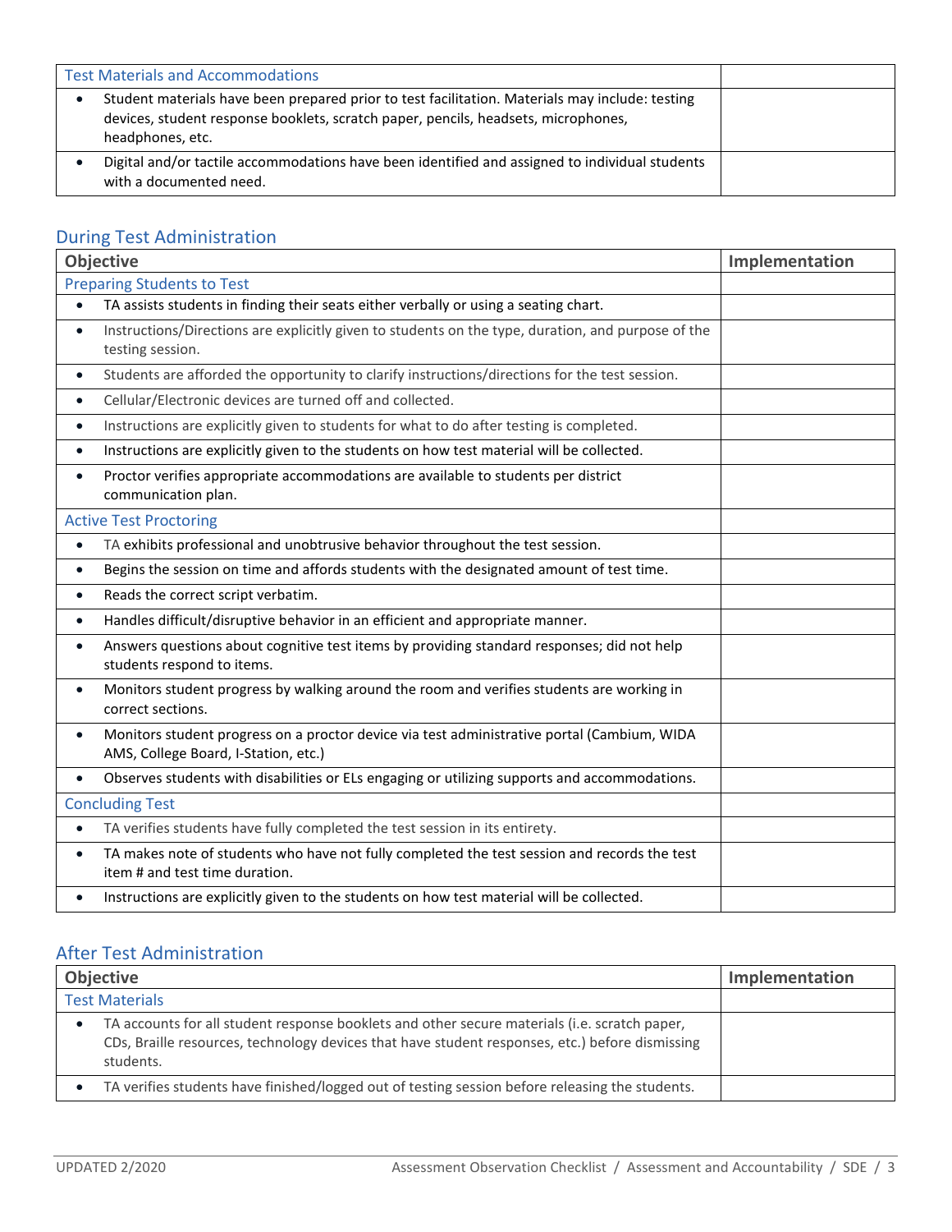| Test Materials and Accommodations | |
|---|---|
| • Student materials have been prepared prior to test facilitation. Materials may include: testing devices, student response booklets, scratch paper, pencils, headsets, microphones, headphones, etc. | |
| • Digital and/or tactile accommodations have been identified and assigned to individual students with a documented need. | |

## During Test Administration

| Objective | Implementation |
|---|---|
| Preparing Students to Test | |
| • TA assists students in finding their seats either verbally or using a seating chart. | |
| • Instructions/Directions are explicitly given to students on the type, duration, and purpose of the testing session. | |
| • Students are afforded the opportunity to clarify instructions/directions for the test session. | |
| • Cellular/Electronic devices are turned off and collected. | |
| • Instructions are explicitly given to students for what to do after testing is completed. | |
| • Instructions are explicitly given to the students on how test material will be collected. | |
| • Proctor verifies appropriate accommodations are available to students per district communication plan. | |
| Active Test Proctoring | |
| • TA exhibits professional and unobtrusive behavior throughout the test session. | |
| • Begins the session on time and affords students with the designated amount of test time. | |
| • Reads the correct script verbatim. | |
| • Handles difficult/disruptive behavior in an efficient and appropriate manner. | |
| • Answers questions about cognitive test items by providing standard responses; did not help students respond to items. | |
| • Monitors student progress by walking around the room and verifies students are working in correct sections. | |
| • Monitors student progress on a proctor device via test administrative portal (Cambium, WIDA AMS, College Board, I-Station, etc.) | |
| • Observes students with disabilities or ELs engaging or utilizing supports and accommodations. | |
| Concluding Test | |
| • TA verifies students have fully completed the test session in its entirety. | |
| • TA makes note of students who have not fully completed the test session and records the test item # and test time duration. | |
| • Instructions are explicitly given to the students on how test material will be collected. | |

## After Test Administration

| Objective | Implementation |
|---|---|
| Test Materials | |
| • TA accounts for all student response booklets and other secure materials (i.e. scratch paper, CDs, Braille resources, technology devices that have student responses, etc.) before dismissing students. | |
| • TA verifies students have finished/logged out of testing session before releasing the students. | |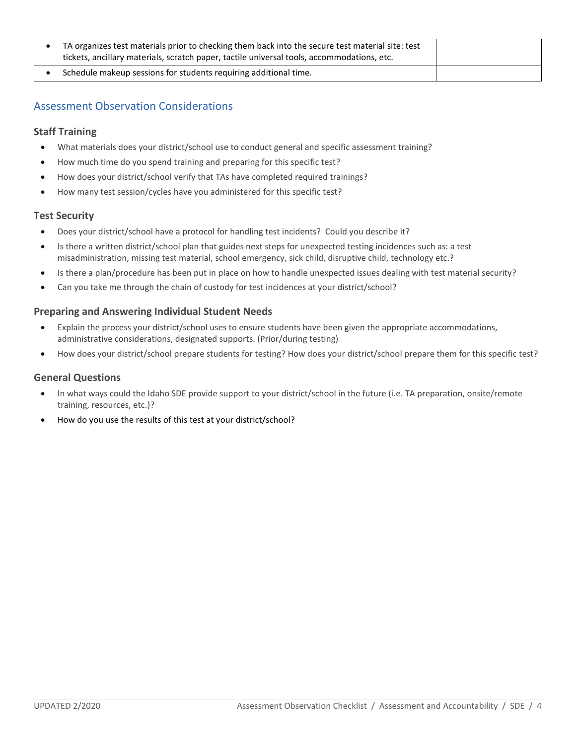| | |
|---|---|
| • TA organizes test materials prior to checking them back into the secure test material site: test tickets, ancillary materials, scratch paper, tactile universal tools, accommodations, etc. | |
| • Schedule makeup sessions for students requiring additional time. | |

## Assessment Observation Considerations

### Staff Training

- What materials does your district/school use to conduct general and specific assessment training?
- How much time do you spend training and preparing for this specific test?
- How does your district/school verify that TAs have completed required trainings?
- How many test session/cycles have you administered for this specific test?

### Test Security

- Does your district/school have a protocol for handling test incidents? Could you describe it?
- Is there a written district/school plan that guides next steps for unexpected testing incidences such as: a test misadministration, missing test material, school emergency, sick child, disruptive child, technology etc.?
- Is there a plan/procedure has been put in place on how to handle unexpected issues dealing with test material security?
- Can you take me through the chain of custody for test incidences at your district/school?

### Preparing and Answering Individual Student Needs

- Explain the process your district/school uses to ensure students have been given the appropriate accommodations, administrative considerations, designated supports. (Prior/during testing)
- How does your district/school prepare students for testing? How does your district/school prepare them for this specific test?

### General Questions

- In what ways could the Idaho SDE provide support to your district/school in the future (i.e. TA preparation, onsite/remote training, resources, etc.)?
- How do you use the results of this test at your district/school?